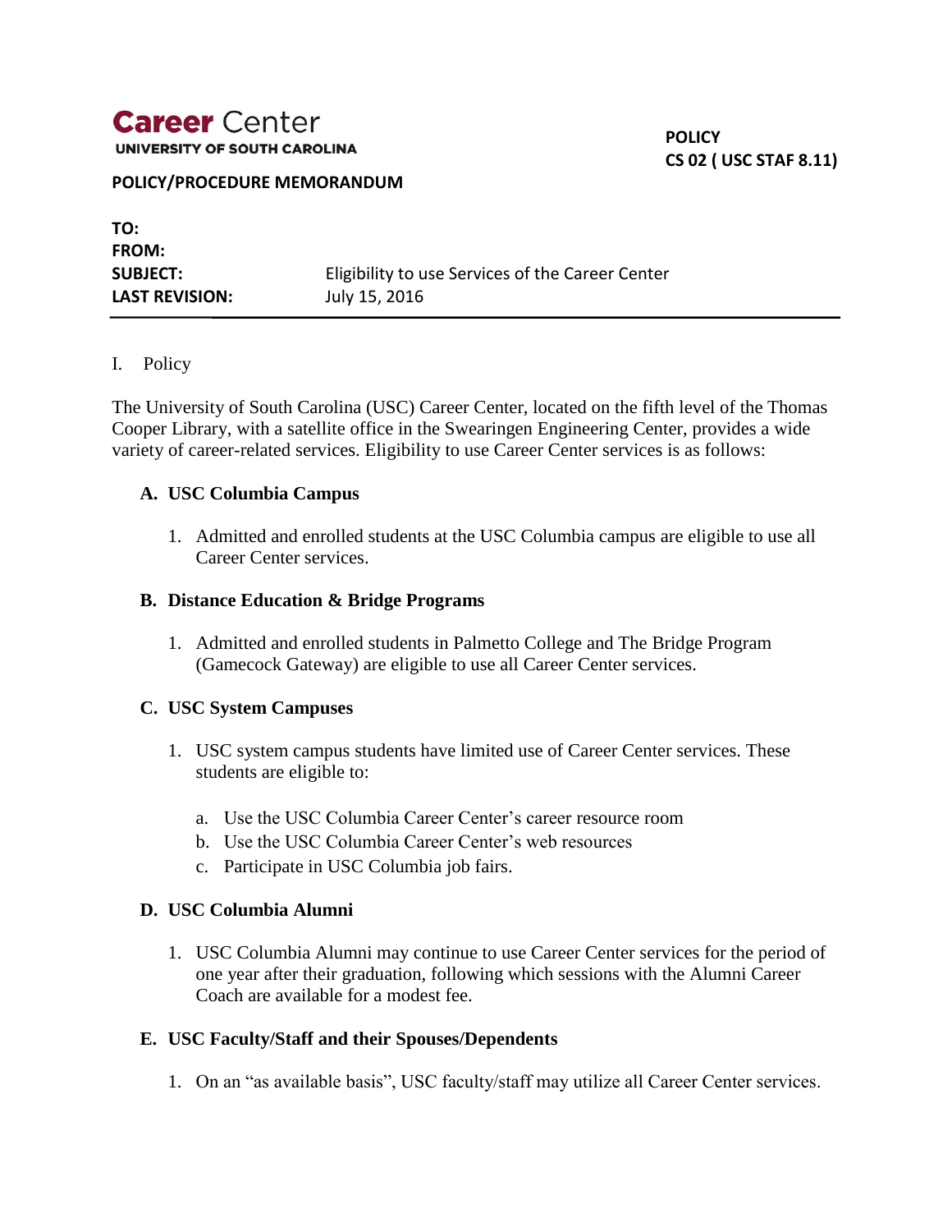**Career** Center
**UNIVERSITY OF SOUTH CAROLINA**

**POLICY**
**CS 02 ( USC STAF 8.11)**

**POLICY/PROCEDURE MEMORANDUM**

| | |
|---|---|
| **TO:** | |
| **FROM:** | |
| **SUBJECT:** | Eligibility to use Services of the Career Center |
| **LAST REVISION:** | July 15, 2016 |

---

I. Policy

The University of South Carolina (USC) Career Center, located on the fifth level of the Thomas Cooper Library, with a satellite office in the Swearingen Engineering Center, provides a wide variety of career-related services. Eligibility to use Career Center services is as follows:

**A. USC Columbia Campus**

1. Admitted and enrolled students at the USC Columbia campus are eligible to use all Career Center services.

**B. Distance Education & Bridge Programs**

1. Admitted and enrolled students in Palmetto College and The Bridge Program (Gamecock Gateway) are eligible to use all Career Center services.

**C. USC System Campuses**

1. USC system campus students have limited use of Career Center services. These students are eligible to:

   a. Use the USC Columbia Career Center's career resource room
   b. Use the USC Columbia Career Center's web resources
   c. Participate in USC Columbia job fairs.

**D. USC Columbia Alumni**

1. USC Columbia Alumni may continue to use Career Center services for the period of one year after their graduation, following which sessions with the Alumni Career Coach are available for a modest fee.

**E. USC Faculty/Staff and their Spouses/Dependents**

1. On an "as available basis", USC faculty/staff may utilize all Career Center services.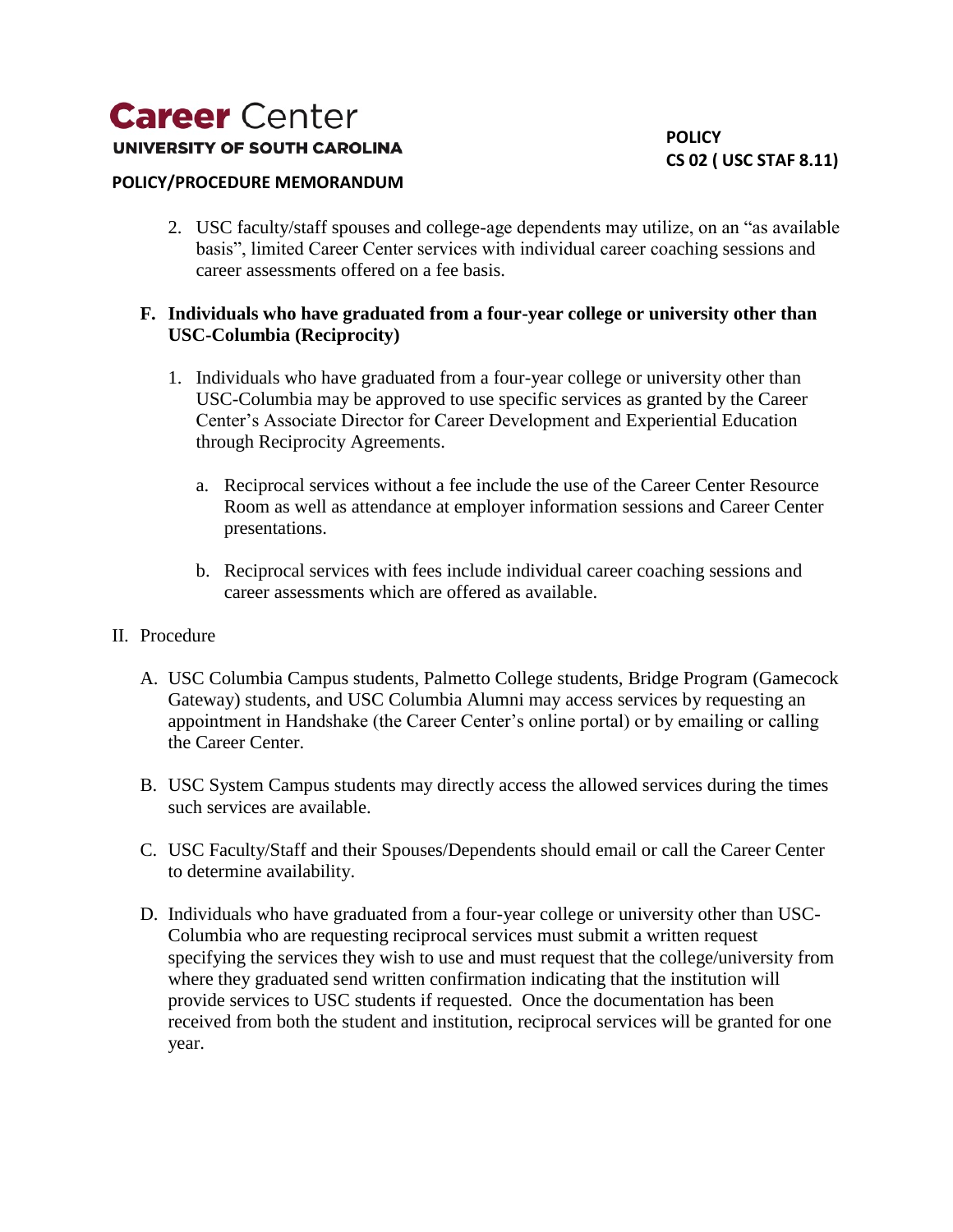2. USC faculty/staff spouses and college-age dependents may utilize, on an "as available basis", limited Career Center services with individual career coaching sessions and career assessments offered on a fee basis.

**F. Individuals who have graduated from a four-year college or university other than USC-Columbia (Reciprocity)**

1. Individuals who have graduated from a four-year college or university other than USC-Columbia may be approved to use specific services as granted by the Career Center's Associate Director for Career Development and Experiential Education through Reciprocity Agreements.

   a. Reciprocal services without a fee include the use of the Career Center Resource Room as well as attendance at employer information sessions and Career Center presentations.

   b. Reciprocal services with fees include individual career coaching sessions and career assessments which are offered as available.

II. Procedure

A. USC Columbia Campus students, Palmetto College students, Bridge Program (Gamecock Gateway) students, and USC Columbia Alumni may access services by requesting an appointment in Handshake (the Career Center's online portal) or by emailing or calling the Career Center.

B. USC System Campus students may directly access the allowed services during the times such services are available.

C. USC Faculty/Staff and their Spouses/Dependents should email or call the Career Center to determine availability.

D. Individuals who have graduated from a four-year college or university other than USC-Columbia who are requesting reciprocal services must submit a written request specifying the services they wish to use and must request that the college/university from where they graduated send written confirmation indicating that the institution will provide services to USC students if requested. Once the documentation has been received from both the student and institution, reciprocal services will be granted for one year.